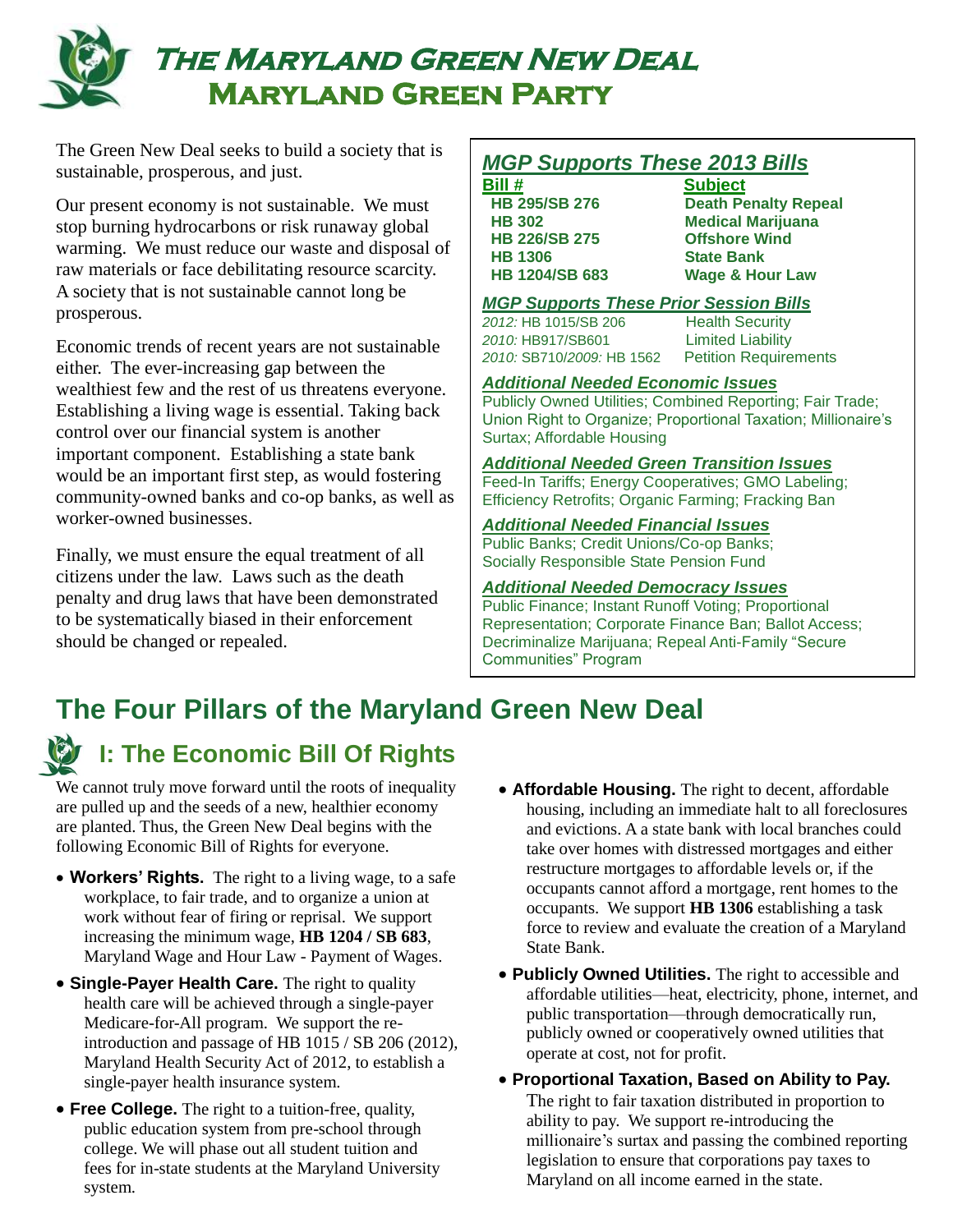# The Maryland Green New Deal

## Maryland Green Party

The Green New Deal seeks to build a society that is sustainable, prosperous, and just.

Our present economy is not sustainable. We must stop burning hydrocarbons or risk runaway global warming. We must reduce our waste and disposal of raw materials or face debilitating resource scarcity. A society that is not sustainable cannot long be prosperous.

Economic trends of recent years are not sustainable either. The ever-increasing gap between the wealthiest few and the rest of us threatens everyone. Establishing a living wage is essential. Taking back control over our financial system is another important component. Establishing a state bank would be an important first step, as would fostering community-owned banks and co-op banks, as well as worker-owned businesses.

Finally, we must ensure the equal treatment of all citizens under the law. Laws such as the death penalty and drug laws that have been demonstrated to be systematically biased in their enforcement should be changed or repealed.

### *MGP Supports These 2013 Bills*

| Bill # | Subject |
|---|---|
| HB 295/SB 276 | Death Penalty Repeal |
| HB 302 | Medical Marijuana |
| HB 226/SB 275 | Offshore Wind |
| HB 1306 | State Bank |
| HB 1204/SB 683 | Wage & Hour Law |

### *MGP Supports These Prior Session Bills*

| Bill | Subject |
|---|---|
| *2012:* HB 1015/SB 206 | Health Security |
| *2010:* HB917/SB601 | Limited Liability |
| *2010:* SB710/*2009:* HB 1562 | Petition Requirements |

### *Additional Needed Economic Issues*

Publicly Owned Utilities; Combined Reporting; Fair Trade; Union Right to Organize; Proportional Taxation; Millionaire's Surtax; Affordable Housing

### *Additional Needed Green Transition Issues*

Feed-In Tariffs; Energy Cooperatives; GMO Labeling; Efficiency Retrofits; Organic Farming; Fracking Ban

### *Additional Needed Financial Issues*

Public Banks; Credit Unions/Co-op Banks; Socially Responsible State Pension Fund

### *Additional Needed Democracy Issues*

Public Finance; Instant Runoff Voting; Proportional Representation; Corporate Finance Ban; Ballot Access; Decriminalize Marijuana; Repeal Anti-Family "Secure Communities" Program

# The Four Pillars of the Maryland Green New Deal

## I: The Economic Bill Of Rights

We cannot truly move forward until the roots of inequality are pulled up and the seeds of a new, healthier economy are planted. Thus, the Green New Deal begins with the following Economic Bill of Rights for everyone.

- **Workers' Rights.** The right to a living wage, to a safe workplace, to fair trade, and to organize a union at work without fear of firing or reprisal. We support increasing the minimum wage, **HB 1204 / SB 683**, Maryland Wage and Hour Law - Payment of Wages.
- **Single-Payer Health Care.** The right to quality health care will be achieved through a single-payer Medicare-for-All program. We support the re-introduction and passage of HB 1015 / SB 206 (2012), Maryland Health Security Act of 2012, to establish a single-payer health insurance system.
- **Free College.** The right to a tuition-free, quality, public education system from pre-school through college. We will phase out all student tuition and fees for in-state students at the Maryland University system.
- **Affordable Housing.** The right to decent, affordable housing, including an immediate halt to all foreclosures and evictions. A state bank with local branches could take over homes with distressed mortgages and either restructure mortgages to affordable levels or, if the occupants cannot afford a mortgage, rent homes to the occupants. We support **HB 1306** establishing a task force to review and evaluate the creation of a Maryland State Bank.
- **Publicly Owned Utilities.** The right to accessible and affordable utilities—heat, electricity, phone, internet, and public transportation—through democratically run, publicly owned or cooperatively owned utilities that operate at cost, not for profit.
- **Proportional Taxation, Based on Ability to Pay.** The right to fair taxation distributed in proportion to ability to pay. We support re-introducing the millionaire's surtax and passing the combined reporting legislation to ensure that corporations pay taxes to Maryland on all income earned in the state.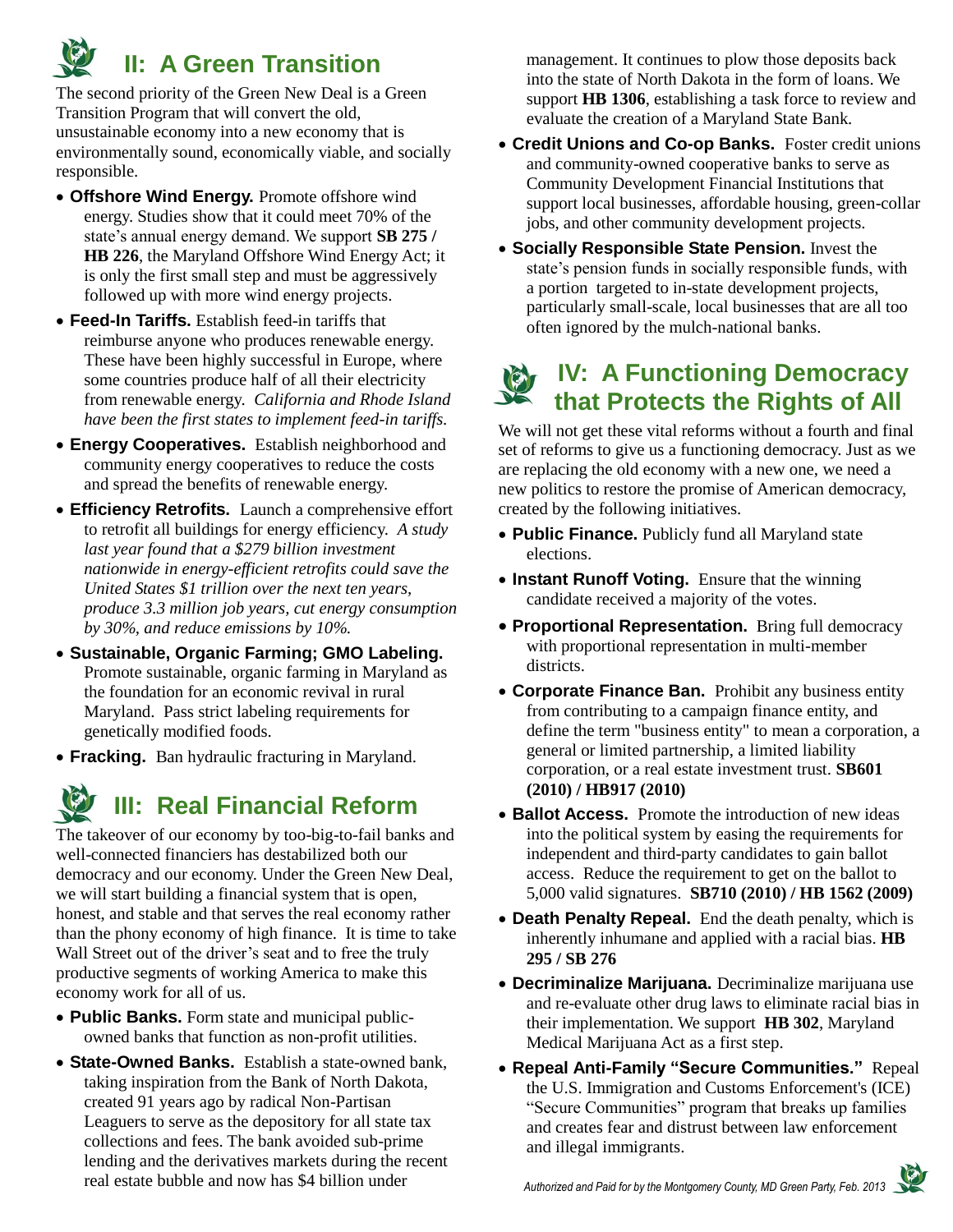## II: A Green Transition

The second priority of the Green New Deal is a Green Transition Program that will convert the old, unsustainable economy into a new economy that is environmentally sound, economically viable, and socially responsible.

- **Offshore Wind Energy.** Promote offshore wind energy. Studies show that it could meet 70% of the state's annual energy demand. We support **SB 275 / HB 226**, the Maryland Offshore Wind Energy Act; it is only the first small step and must be aggressively followed up with more wind energy projects.
- **Feed-In Tariffs.** Establish feed-in tariffs that reimburse anyone who produces renewable energy. These have been highly successful in Europe, where some countries produce half of all their electricity from renewable energy. *California and Rhode Island have been the first states to implement feed-in tariffs.*
- **Energy Cooperatives.** Establish neighborhood and community energy cooperatives to reduce the costs and spread the benefits of renewable energy.
- **Efficiency Retrofits.** Launch a comprehensive effort to retrofit all buildings for energy efficiency. *A study last year found that a $279 billion investment nationwide in energy-efficient retrofits could save the United States $1 trillion over the next ten years, produce 3.3 million job years, cut energy consumption by 30%, and reduce emissions by 10%.*
- **Sustainable, Organic Farming; GMO Labeling.** Promote sustainable, organic farming in Maryland as the foundation for an economic revival in rural Maryland. Pass strict labeling requirements for genetically modified foods.
- **Fracking.** Ban hydraulic fracturing in Maryland.

## III: Real Financial Reform

The takeover of our economy by too-big-to-fail banks and well-connected financiers has destabilized both our democracy and our economy. Under the Green New Deal, we will start building a financial system that is open, honest, and stable and that serves the real economy rather than the phony economy of high finance. It is time to take Wall Street out of the driver's seat and to free the truly productive segments of working America to make this economy work for all of us.

- **Public Banks.** Form state and municipal public-owned banks that function as non-profit utilities.
- **State-Owned Banks.** Establish a state-owned bank, taking inspiration from the Bank of North Dakota, created 91 years ago by radical Non-Partisan Leaguers to serve as the depository for all state tax collections and fees. The bank avoided sub-prime lending and the derivatives markets during the recent real estate bubble and now has $4 billion under management. It continues to plow those deposits back into the state of North Dakota in the form of loans. We support **HB 1306**, establishing a task force to review and evaluate the creation of a Maryland State Bank.
- **Credit Unions and Co-op Banks.** Foster credit unions and community-owned cooperative banks to serve as Community Development Financial Institutions that support local businesses, affordable housing, green-collar jobs, and other community development projects.
- **Socially Responsible State Pension.** Invest the state's pension funds in socially responsible funds, with a portion targeted to in-state development projects, particularly small-scale, local businesses that are all too often ignored by the mulch-national banks.

## IV: A Functioning Democracy that Protects the Rights of All

We will not get these vital reforms without a fourth and final set of reforms to give us a functioning democracy. Just as we are replacing the old economy with a new one, we need a new politics to restore the promise of American democracy, created by the following initiatives.

- **Public Finance.** Publicly fund all Maryland state elections.
- **Instant Runoff Voting.** Ensure that the winning candidate received a majority of the votes.
- **Proportional Representation.** Bring full democracy with proportional representation in multi-member districts.
- **Corporate Finance Ban.** Prohibit any business entity from contributing to a campaign finance entity, and define the term "business entity" to mean a corporation, a general or limited partnership, a limited liability corporation, or a real estate investment trust. **SB601 (2010) / HB917 (2010)**
- **Ballot Access.** Promote the introduction of new ideas into the political system by easing the requirements for independent and third-party candidates to gain ballot access. Reduce the requirement to get on the ballot to 5,000 valid signatures. **SB710 (2010) / HB 1562 (2009)**
- **Death Penalty Repeal.** End the death penalty, which is inherently inhumane and applied with a racial bias. **HB 295 / SB 276**
- **Decriminalize Marijuana.** Decriminalize marijuana use and re-evaluate other drug laws to eliminate racial bias in their implementation. We support **HB 302**, Maryland Medical Marijuana Act as a first step.
- **Repeal Anti-Family "Secure Communities."** Repeal the U.S. Immigration and Customs Enforcement's (ICE) "Secure Communities" program that breaks up families and creates fear and distrust between law enforcement and illegal immigrants.

*Authorized and Paid for by the Montgomery County, MD Green Party, Feb. 2013*